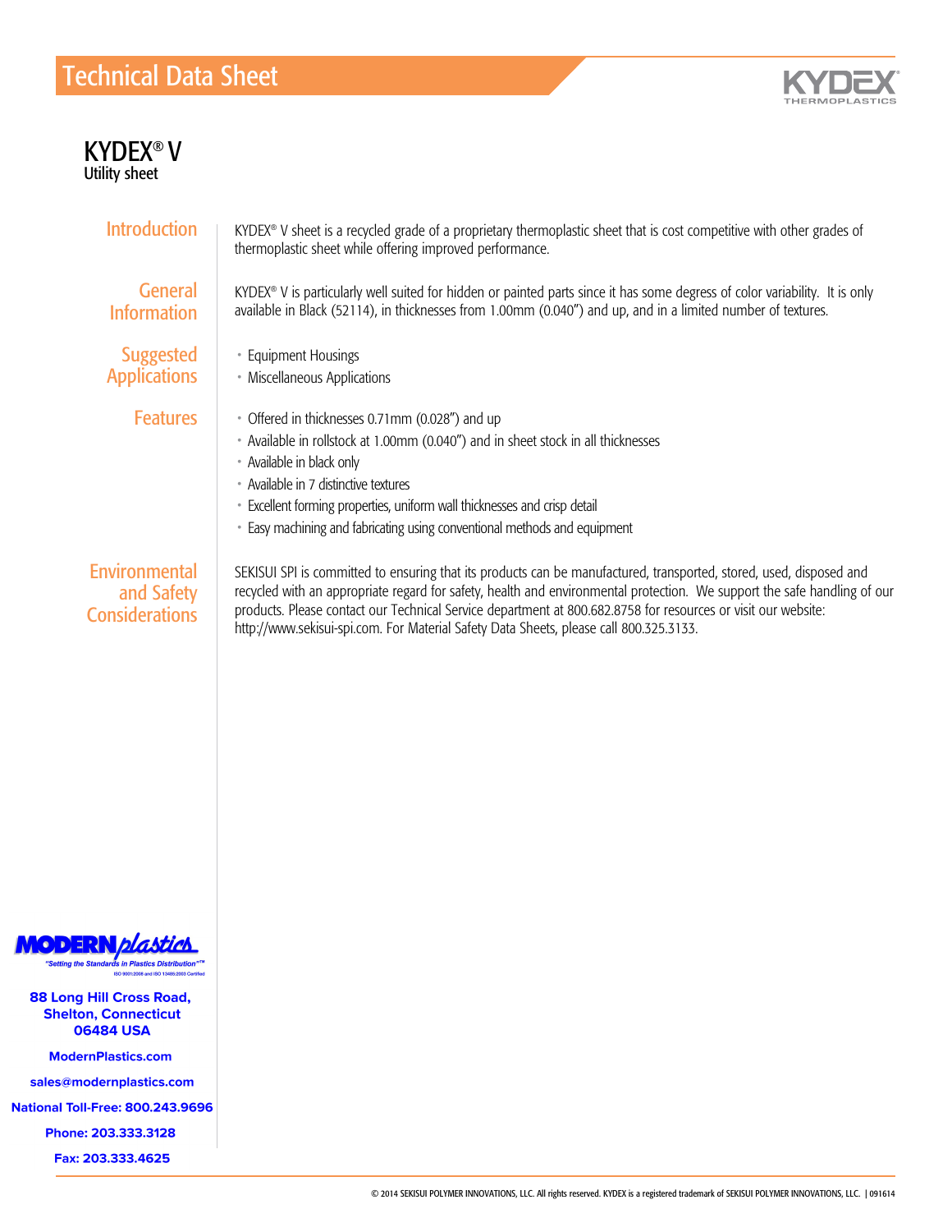# Technical Data Sheet

KYDEX THERMOPLASTICS

## KYDEX® V

Utility sheet

### Introduction

KYDEX® V sheet is a recycled grade of a proprietary thermoplastic sheet that is cost competitive with other grades of thermoplastic sheet while offering improved performance.

### General Information

KYDEX® V is particularly well suited for hidden or painted parts since it has some degress of color variability. It is only available in Black (52114), in thicknesses from 1.00mm (0.040") and up, and in a limited number of textures.

### Suggested Applications

- Equipment Housings
- Miscellaneous Applications

### Features

- Offered in thicknesses 0.71mm (0.028") and up
- Available in rollstock at 1.00mm (0.040") and in sheet stock in all thicknesses
- Available in black only
- Available in 7 distinctive textures
- Excellent forming properties, uniform wall thicknesses and crisp detail
- Easy machining and fabricating using conventional methods and equipment

### Environmental and Safety Considerations

SEKISUI SPI is committed to ensuring that its products can be manufactured, transported, stored, used, disposed and recycled with an appropriate regard for safety, health and environmental protection. We support the safe handling of our products. Please contact our Technical Service department at 800.682.8758 for resources or visit our website: http://www.sekisui-spi.com. For Material Safety Data Sheets, please call 800.325.3133.

**MODERN plastics**
"Setting the Standards in Plastics Distribution"™
ISO 9001:2008 and ISO 13485:2003 Certified

**88 Long Hill Cross Road,
Shelton, Connecticut
06484 USA**

**ModernPlastics.com**

**sales@modernplastics.com**

**National Toll-Free: 800.243.9696**

**Phone: 203.333.3128**

**Fax: 203.333.4625**

© 2014 SEKISUI POLYMER INNOVATIONS, LLC. All rights reserved. KYDEX is a registered trademark of SEKISUI POLYMER INNOVATIONS, LLC. | 091614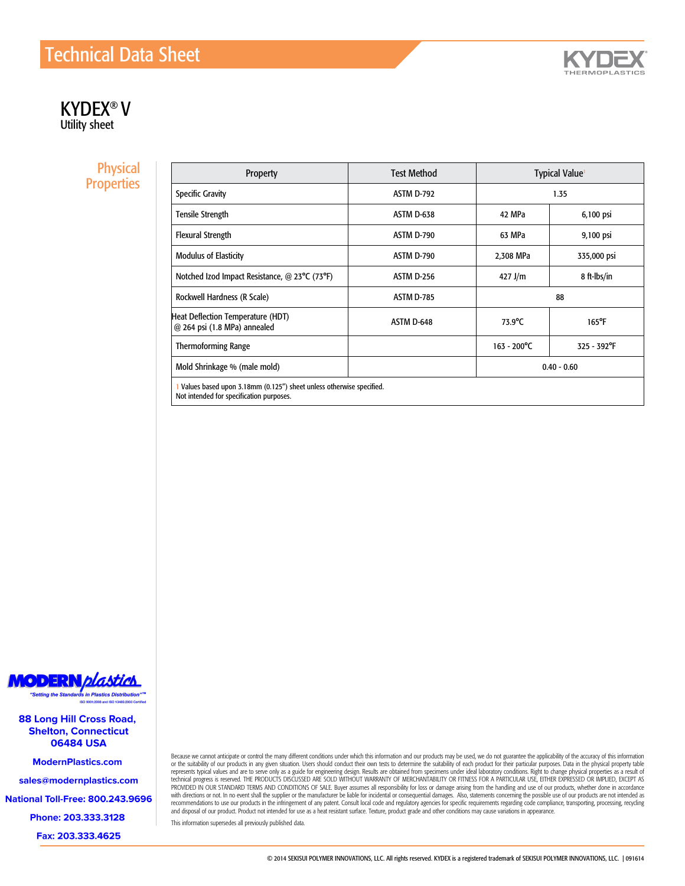# Technical Data Sheet

KYDEX THERMOPLASTICS

## KYDEX® V

Utility sheet

## Physical Properties

| Property | Test Method | Typical Value[1] | |
|---|---|---|---|
| Specific Gravity | ASTM D-792 | 1.35 | |
| Tensile Strength | ASTM D-638 | 42 MPa | 6,100 psi |
| Flexural Strength | ASTM D-790 | 63 MPa | 9,100 psi |
| Modulus of Elasticity | ASTM D-790 | 2,308 MPa | 335,000 psi |
| Notched Izod Impact Resistance, @ 23°C (73°F) | ASTM D-256 | 427 J/m | 8 ft-lbs/in |
| Rockwell Hardness (R Scale) | ASTM D-785 | 88 | |
| Heat Deflection Temperature (HDT) @ 264 psi (1.8 MPa) annealed | ASTM D-648 | 73.9°C | 165°F |
| Thermoforming Range | | 163 - 200°C | 325 - 392°F |
| Mold Shrinkage % (male mold) | | 0.40 - 0.60 | |

1 Values based upon 3.18mm (0.125") sheet unless otherwise specified.
Not intended for specification purposes.

**MODERN plastics**
"Setting the Standards in Plastics Distribution"
ISO 9001:2008 and ISO 13485:2003 Certified

88 Long Hill Cross Road,
Shelton, Connecticut
06484 USA

ModernPlastics.com

sales@modernplastics.com

National Toll-Free: 800.243.9696

Phone: 203.333.3128

Fax: 203.333.4625

Because we cannot anticipate or control the many different conditions under which this information and our products may be used, we do not guarantee the applicability of the accuracy of this information or the suitability of our products in any given situation. Users should conduct their own tests to determine the suitability of each product for their particular purposes. Data in the physical property table represents typical values and are to serve only as a guide for engineering design. Results are obtained from specimens under ideal laboratory conditions. Right to change physical properties as a result of technical progress is reserved. THE PRODUCTS DISCUSSED ARE SOLD WITHOUT WARRANTY OF MERCHANTABILITY OR FITNESS FOR A PARTICULAR USE, EITHER EXPRESSED OR IMPLIED, EXCEPT AS PROVIDED IN OUR STANDARD TERMS AND CONDITIONS OF SALE. Buyer assumes all responsibility for loss or damage arising from the handling and use of our products, whether done in accordance with directions or not. In no event shall the supplier or the manufacturer be liable for incidental or consequential damages. Also, statements concerning the possible use of our products are not intended as recommendations to use our products in the infringement of any patent. Consult local code and regulatory agencies for specific requirements regarding code compliance, transporting, processing, recycling and disposal of our product. Product not intended for use as a heat resistant surface. Texture, product grade and other conditions may cause variations in appearance.

This information supersedes all previously published data.

© 2014 SEKISUI POLYMER INNOVATIONS, LLC. All rights reserved. KYDEX is a registered trademark of SEKISUI POLYMER INNOVATIONS, LLC. | 091614